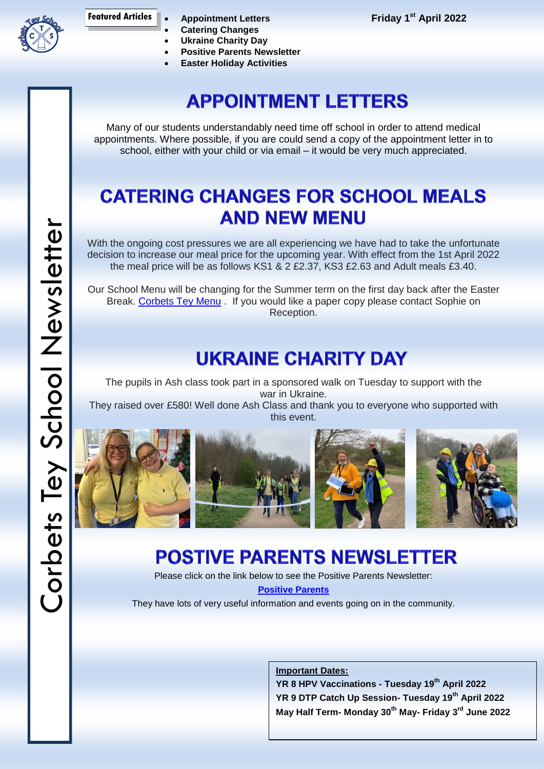Featured Articles

- **Appointment Letters**
- **Catering Changes**
- **Ukraine Charity Day**
- **Positive Parents Newsletter**
- **Easter Holiday Activities**

**Friday 1st April 2022**

Corbets Tey School Newsletter

# APPOINTMENT LETTERS

Many of our students understandably need time off school in order to attend medical appointments. Where possible, if you are could send a copy of the appointment letter in to school, either with your child or via email – it would be very much appreciated.

# CATERING CHANGES FOR SCHOOL MEALS AND NEW MENU

With the ongoing cost pressures we are all experiencing we have had to take the unfortunate decision to increase our meal price for the upcoming year. With effect from the 1st April 2022 the meal price will be as follows KS1 & 2 £2.37, KS3 £2.63 and Adult meals £3.40.

Our School Menu will be changing for the Summer term on the first day back after the Easter Break. Corbets Tey Menu . If you would like a paper copy please contact Sophie on Reception.

# UKRAINE CHARITY DAY

The pupils in Ash class took part in a sponsored walk on Tuesday to support with the war in Ukraine.
They raised over £580! Well done Ash Class and thank you to everyone who supported with this event.

# POSTIVE PARENTS NEWSLETTER

Please click on the link below to see the Positive Parents Newsletter:

**Positive Parents**

They have lots of very useful information and events going on in the community.

**Important Dates:**
**YR 8 HPV Vaccinations - Tuesday 19th April 2022**
**YR 9 DTP Catch Up Session- Tuesday 19th April 2022**
**May Half Term- Monday 30th May- Friday 3rd June 2022**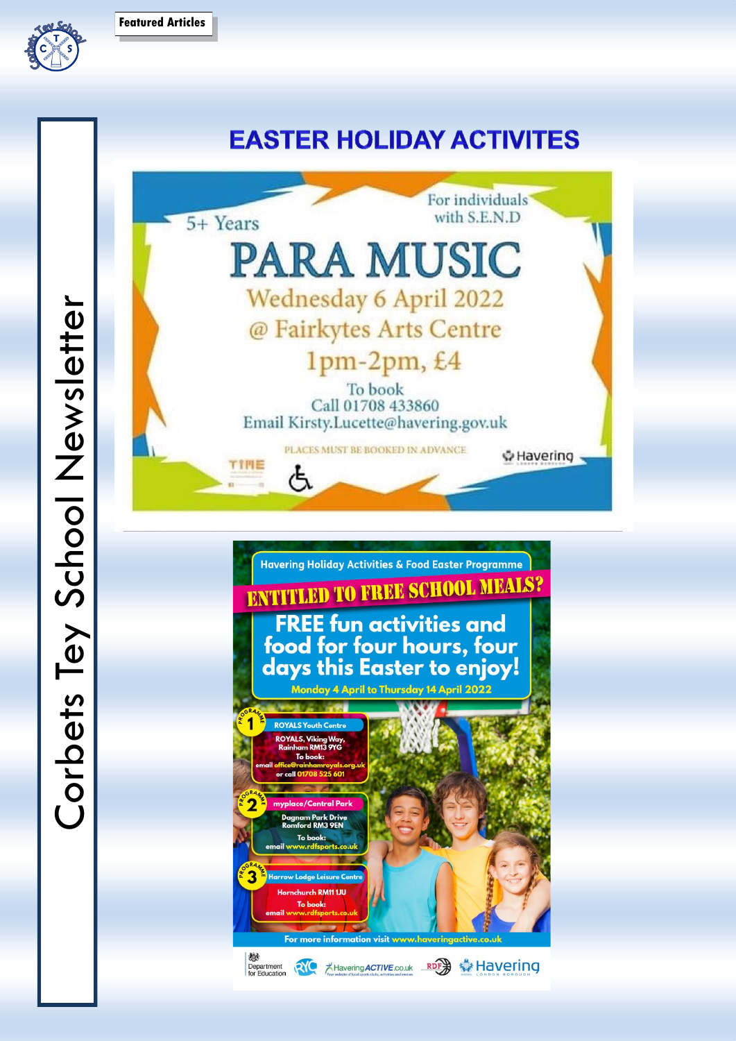Featured Articles

# EASTER HOLIDAY ACTIVITES

5+ Years

For individuals with S.E.N.D

## PARA MUSIC

Wednesday 6 April 2022

@ Fairkytes Arts Centre

1pm-2pm, £4

To book

Call 01708 433860

Email Kirsty.Lucette@havering.gov.uk

PLACES MUST BE BOOKED IN ADVANCE

Havering

---

Havering Holiday Activities & Food Easter Programme

## ENTITLED TO FREE SCHOOL MEALS?

**FREE fun activities and food for four hours, four days this Easter to enjoy!**

Monday 4 April to Thursday 14 April 2022

**PROGRAMME 1 — ROYALS Youth Centre**

ROYALS, Viking Way, Rainham RM13 9YG

To book: email office@rainhamroyals.org.uk or call 01708 525 601

**PROGRAMME 2 — myplace/Central Park**

Dagnam Park Drive Romford RM3 9EN

To book: email www.rdfsports.co.uk

**PROGRAMME 3 — Harrow Lodge Leisure Centre**

Hornchurch RM11 1JU

To book: email www.rdfsports.co.uk

For more information visit www.haveringactive.co.uk

Department for Education · Havering ACTIVE.co.uk · RDF · Havering London Borough

Corbets Tey School Newsletter